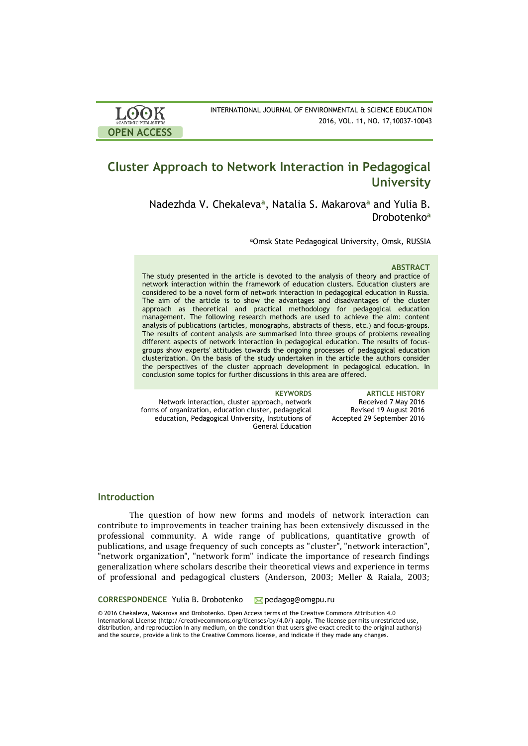# Cluster Approach to Network Interaction in Pedagogical University

Nadezhda V. Chekaleva[a], Natalia S. Makarova[a] and Yulia B. Drobotenko[a]

[a]Omsk State Pedagogical University, Omsk, RUSSIA

### ABSTRACT

The study presented in the article is devoted to the analysis of theory and practice of network interaction within the framework of education clusters. Education clusters are considered to be a novel form of network interaction in pedagogical education in Russia. The aim of the article is to show the advantages and disadvantages of the cluster approach as theoretical and practical methodology for pedagogical education management. The following research methods are used to achieve the aim: content analysis of publications (articles, monographs, abstracts of thesis, etc.) and focus-groups. The results of content analysis are summarised into three groups of problems revealing different aspects of network interaction in pedagogical education. The results of focus-groups show experts' attitudes towards the ongoing processes of pedagogical education clusterization. On the basis of the study undertaken in the article the authors consider the perspectives of the cluster approach development in pedagogical education. In conclusion some topics for further discussions in this area are offered.

**KEYWORDS**

Network interaction, cluster approach, network forms of organization, education cluster, pedagogical education, Pedagogical University, Institutions of General Education

**ARTICLE HISTORY**

Received 7 May 2016
Revised 19 August 2016
Accepted 29 September 2016

## Introduction

The question of how new forms and models of network interaction can contribute to improvements in teacher training has been extensively discussed in the professional community. A wide range of publications, quantitative growth of publications, and usage frequency of such concepts as "cluster", "network interaction", "network organization", "network form" indicate the importance of research findings generalization where scholars describe their theoretical views and experience in terms of professional and pedagogical clusters (Anderson, 2003; Meller & Raiala, 2003;

**CORRESPONDENCE** Yulia B. Drobotenko pedagog@omgpu.ru

© 2016 Chekaleva, Makarova and Drobotenko. Open Access terms of the Creative Commons Attribution 4.0 International License (http://creativecommons.org/licenses/by/4.0/) apply. The license permits unrestricted use, distribution, and reproduction in any medium, on the condition that users give exact credit to the original author(s) and the source, provide a link to the Creative Commons license, and indicate if they made any changes.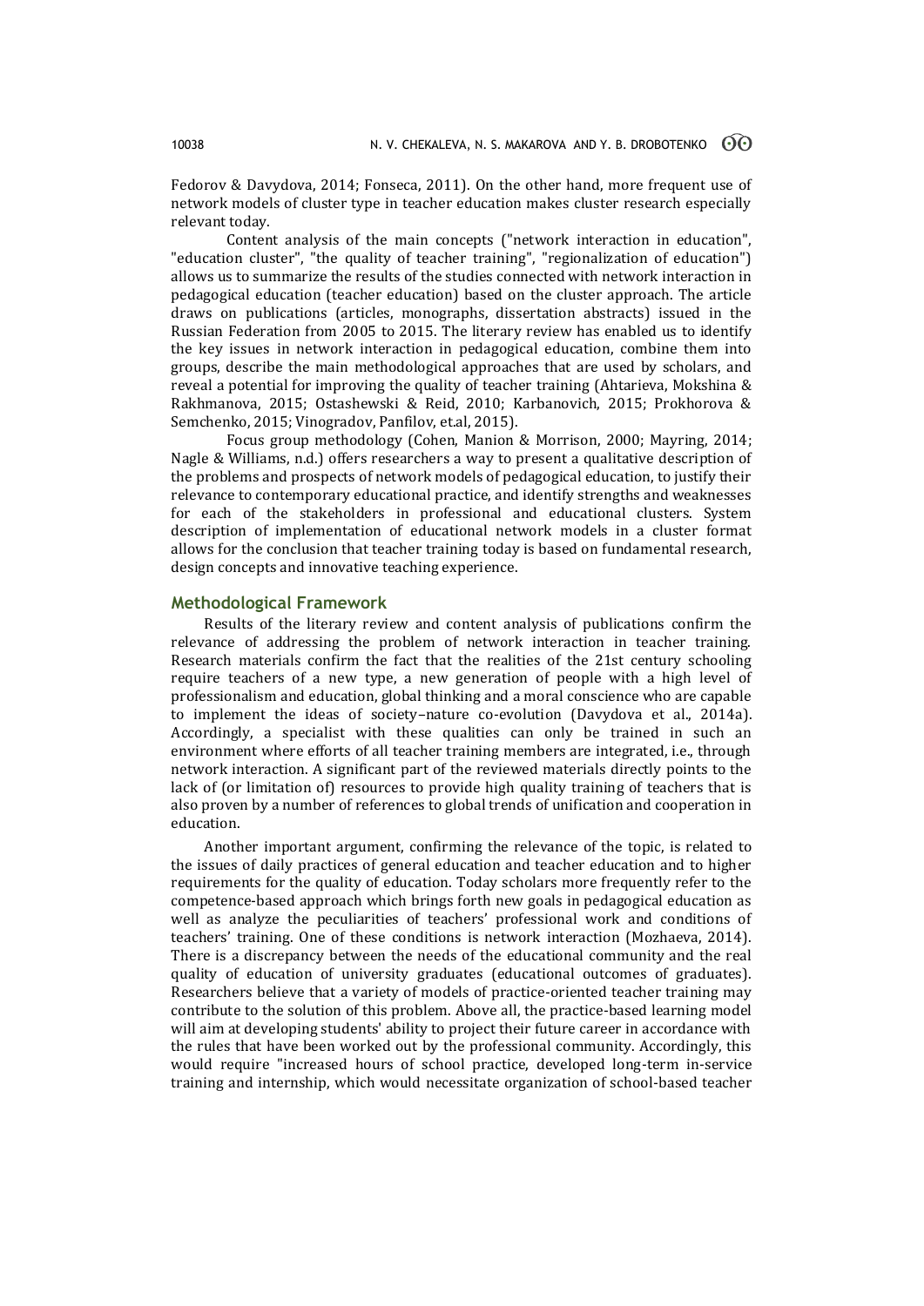Fedorov & Davydova, 2014; Fonseca, 2011). On the other hand, more frequent use of network models of cluster type in teacher education makes cluster research especially relevant today.

Content analysis of the main concepts ("network interaction in education", "education cluster", "the quality of teacher training", "regionalization of education") allows us to summarize the results of the studies connected with network interaction in pedagogical education (teacher education) based on the cluster approach. The article draws on publications (articles, monographs, dissertation abstracts) issued in the Russian Federation from 2005 to 2015. The literary review has enabled us to identify the key issues in network interaction in pedagogical education, combine them into groups, describe the main methodological approaches that are used by scholars, and reveal a potential for improving the quality of teacher training (Ahtarieva, Mokshina & Rakhmanova, 2015; Ostashewski & Reid, 2010; Karbanovich, 2015; Prokhorova & Semchenko, 2015; Vinogradov, Panfilov, et.al, 2015).

Focus group methodology (Cohen, Manion & Morrison, 2000; Mayring, 2014; Nagle & Williams, n.d.) offers researchers a way to present a qualitative description of the problems and prospects of network models of pedagogical education, to justify their relevance to contemporary educational practice, and identify strengths and weaknesses for each of the stakeholders in professional and educational clusters. System description of implementation of educational network models in a cluster format allows for the conclusion that teacher training today is based on fundamental research, design concepts and innovative teaching experience.

## Methodological Framework

Results of the literary review and content analysis of publications confirm the relevance of addressing the problem of network interaction in teacher training. Research materials confirm the fact that the realities of the 21st century schooling require teachers of a new type, a new generation of people with a high level of professionalism and education, global thinking and a moral conscience who are capable to implement the ideas of society–nature co-evolution (Davydova et al., 2014a). Accordingly, a specialist with these qualities can only be trained in such an environment where efforts of all teacher training members are integrated, i.e., through network interaction. A significant part of the reviewed materials directly points to the lack of (or limitation of) resources to provide high quality training of teachers that is also proven by a number of references to global trends of unification and cooperation in education.

Another important argument, confirming the relevance of the topic, is related to the issues of daily practices of general education and teacher education and to higher requirements for the quality of education. Today scholars more frequently refer to the competence-based approach which brings forth new goals in pedagogical education as well as analyze the peculiarities of teachers' professional work and conditions of teachers' training. One of these conditions is network interaction (Mozhaeva, 2014). There is a discrepancy between the needs of the educational community and the real quality of education of university graduates (educational outcomes of graduates). Researchers believe that a variety of models of practice-oriented teacher training may contribute to the solution of this problem. Above all, the practice-based learning model will aim at developing students' ability to project their future career in accordance with the rules that have been worked out by the professional community. Accordingly, this would require "increased hours of school practice, developed long-term in-service training and internship, which would necessitate organization of school-based teacher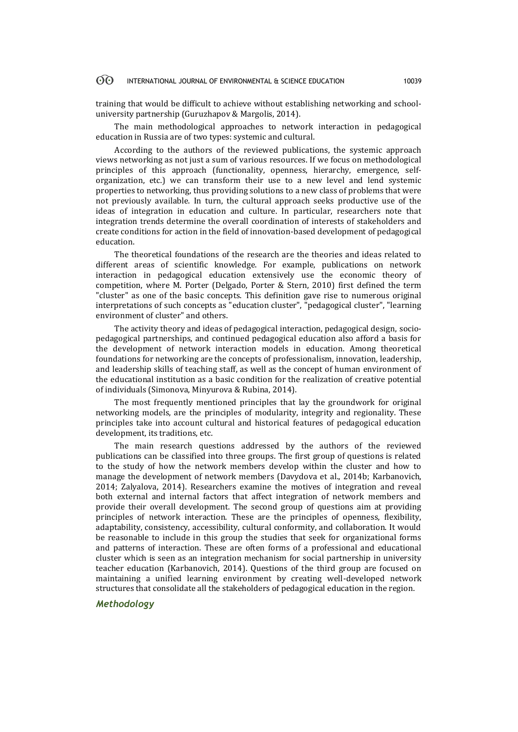training that would be difficult to achieve without establishing networking and school-university partnership (Guruzhapov & Margolis, 2014).

The main methodological approaches to network interaction in pedagogical education in Russia are of two types: systemic and cultural.

According to the authors of the reviewed publications, the systemic approach views networking as not just a sum of various resources. If we focus on methodological principles of this approach (functionality, openness, hierarchy, emergence, self-organization, etc.) we can transform their use to a new level and lend systemic properties to networking, thus providing solutions to a new class of problems that were not previously available. In turn, the cultural approach seeks productive use of the ideas of integration in education and culture. In particular, researchers note that integration trends determine the overall coordination of interests of stakeholders and create conditions for action in the field of innovation-based development of pedagogical education.

The theoretical foundations of the research are the theories and ideas related to different areas of scientific knowledge. For example, publications on network interaction in pedagogical education extensively use the economic theory of competition, where M. Porter (Delgado, Porter & Stern, 2010) first defined the term "cluster" as one of the basic concepts. This definition gave rise to numerous original interpretations of such concepts as "education cluster", "pedagogical cluster", "learning environment of cluster" and others.

The activity theory and ideas of pedagogical interaction, pedagogical design, socio-pedagogical partnerships, and continued pedagogical education also afford a basis for the development of network interaction models in education. Among theoretical foundations for networking are the concepts of professionalism, innovation, leadership, and leadership skills of teaching staff, as well as the concept of human environment of the educational institution as a basic condition for the realization of creative potential of individuals (Simonova, Minyurova & Rubina, 2014).

The most frequently mentioned principles that lay the groundwork for original networking models, are the principles of modularity, integrity and regionality. These principles take into account cultural and historical features of pedagogical education development, its traditions, etc.

The main research questions addressed by the authors of the reviewed publications can be classified into three groups. The first group of questions is related to the study of how the network members develop within the cluster and how to manage the development of network members (Davydova et al., 2014b; Karbanovich, 2014; Zalyalova, 2014). Researchers examine the motives of integration and reveal both external and internal factors that affect integration of network members and provide their overall development. The second group of questions aim at providing principles of network interaction. These are the principles of openness, flexibility, adaptability, consistency, accessibility, cultural conformity, and collaboration. It would be reasonable to include in this group the studies that seek for organizational forms and patterns of interaction. These are often forms of a professional and educational cluster which is seen as an integration mechanism for social partnership in university teacher education (Karbanovich, 2014). Questions of the third group are focused on maintaining a unified learning environment by creating well-developed network structures that consolidate all the stakeholders of pedagogical education in the region.

## *Methodology*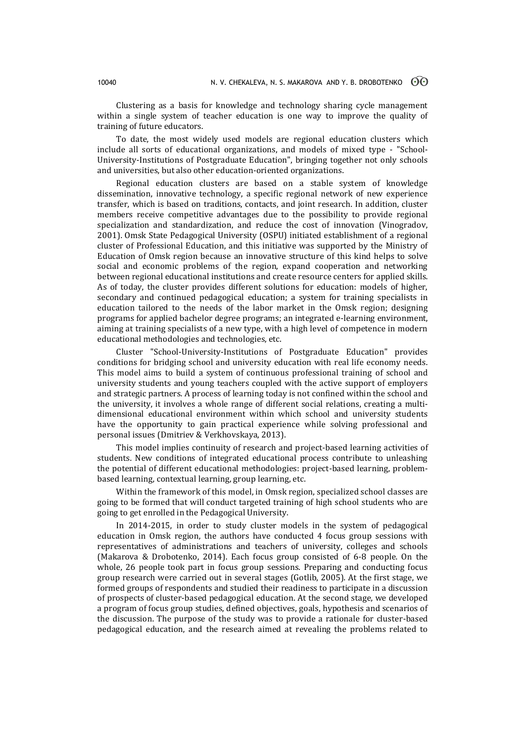Clustering as a basis for knowledge and technology sharing cycle management within a single system of teacher education is one way to improve the quality of training of future educators.

To date, the most widely used models are regional education clusters which include all sorts of educational organizations, and models of mixed type - "School-University-Institutions of Postgraduate Education", bringing together not only schools and universities, but also other education-oriented organizations.

Regional education clusters are based on a stable system of knowledge dissemination, innovative technology, a specific regional network of new experience transfer, which is based on traditions, contacts, and joint research. In addition, cluster members receive competitive advantages due to the possibility to provide regional specialization and standardization, and reduce the cost of innovation (Vinogradov, 2001). Omsk State Pedagogical University (OSPU) initiated establishment of a regional cluster of Professional Education, and this initiative was supported by the Ministry of Education of Omsk region because an innovative structure of this kind helps to solve social and economic problems of the region, expand cooperation and networking between regional educational institutions and create resource centers for applied skills. As of today, the cluster provides different solutions for education: models of higher, secondary and continued pedagogical education; a system for training specialists in education tailored to the needs of the labor market in the Omsk region; designing programs for applied bachelor degree programs; an integrated e-learning environment, aiming at training specialists of a new type, with a high level of competence in modern educational methodologies and technologies, etc.

Cluster "School-University-Institutions of Postgraduate Education" provides conditions for bridging school and university education with real life economy needs. This model aims to build a system of continuous professional training of school and university students and young teachers coupled with the active support of employers and strategic partners. A process of learning today is not confined within the school and the university, it involves a whole range of different social relations, creating a multi-dimensional educational environment within which school and university students have the opportunity to gain practical experience while solving professional and personal issues (Dmitriev & Verkhovskaya, 2013).

This model implies continuity of research and project-based learning activities of students. New conditions of integrated educational process contribute to unleashing the potential of different educational methodologies: project-based learning, problem-based learning, contextual learning, group learning, etc.

Within the framework of this model, in Omsk region, specialized school classes are going to be formed that will conduct targeted training of high school students who are going to get enrolled in the Pedagogical University.

In 2014-2015, in order to study cluster models in the system of pedagogical education in Omsk region, the authors have conducted 4 focus group sessions with representatives of administrations and teachers of university, colleges and schools (Makarova & Drobotenko, 2014). Each focus group consisted of 6-8 people. On the whole, 26 people took part in focus group sessions. Preparing and conducting focus group research were carried out in several stages (Gotlib, 2005). At the first stage, we formed groups of respondents and studied their readiness to participate in a discussion of prospects of cluster-based pedagogical education. At the second stage, we developed a program of focus group studies, defined objectives, goals, hypothesis and scenarios of the discussion. The purpose of the study was to provide a rationale for cluster-based pedagogical education, and the research aimed at revealing the problems related to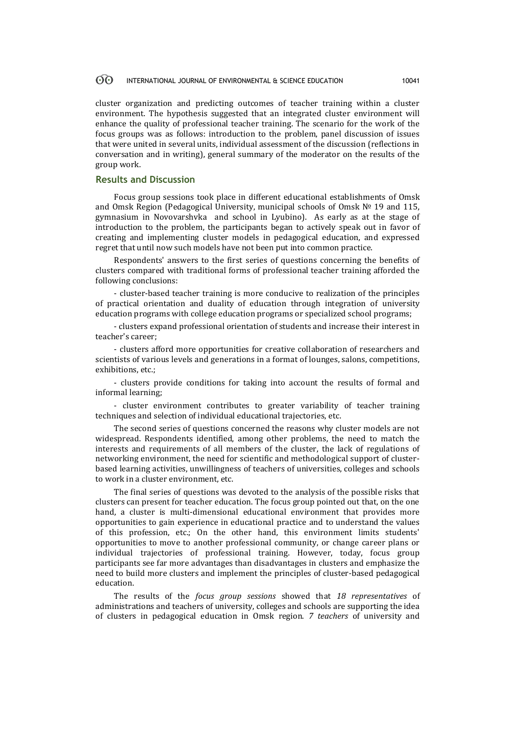cluster organization and predicting outcomes of teacher training within a cluster environment. The hypothesis suggested that an integrated cluster environment will enhance the quality of professional teacher training. The scenario for the work of the focus groups was as follows: introduction to the problem, panel discussion of issues that were united in several units, individual assessment of the discussion (reflections in conversation and in writing), general summary of the moderator on the results of the group work.

## Results and Discussion

Focus group sessions took place in different educational establishments of Omsk and Omsk Region (Pedagogical University, municipal schools of Omsk № 19 and 115, gymnasium in Novovarshvka and school in Lyubino). As early as at the stage of introduction to the problem, the participants began to actively speak out in favor of creating and implementing cluster models in pedagogical education, and expressed regret that until now such models have not been put into common practice.

Respondents' answers to the first series of questions concerning the benefits of clusters compared with traditional forms of professional teacher training afforded the following conclusions:

- cluster-based teacher training is more conducive to realization of the principles of practical orientation and duality of education through integration of university education programs with college education programs or specialized school programs;

- clusters expand professional orientation of students and increase their interest in teacher's career;

- clusters afford more opportunities for creative collaboration of researchers and scientists of various levels and generations in a format of lounges, salons, competitions, exhibitions, etc.;

- clusters provide conditions for taking into account the results of formal and informal learning;

- cluster environment contributes to greater variability of teacher training techniques and selection of individual educational trajectories, etc.

The second series of questions concerned the reasons why cluster models are not widespread. Respondents identified, among other problems, the need to match the interests and requirements of all members of the cluster, the lack of regulations of networking environment, the need for scientific and methodological support of cluster-based learning activities, unwillingness of teachers of universities, colleges and schools to work in a cluster environment, etc.

The final series of questions was devoted to the analysis of the possible risks that clusters can present for teacher education. The focus group pointed out that, on the one hand, a cluster is multi-dimensional educational environment that provides more opportunities to gain experience in educational practice and to understand the values of this profession, etc.; On the other hand, this environment limits students' opportunities to move to another professional community, or change career plans or individual trajectories of professional training. However, today, focus group participants see far more advantages than disadvantages in clusters and emphasize the need to build more clusters and implement the principles of cluster-based pedagogical education.

The results of the *focus group sessions* showed that *18 representatives* of administrations and teachers of university, colleges and schools are supporting the idea of clusters in pedagogical education in Omsk region. *7 teachers* of university and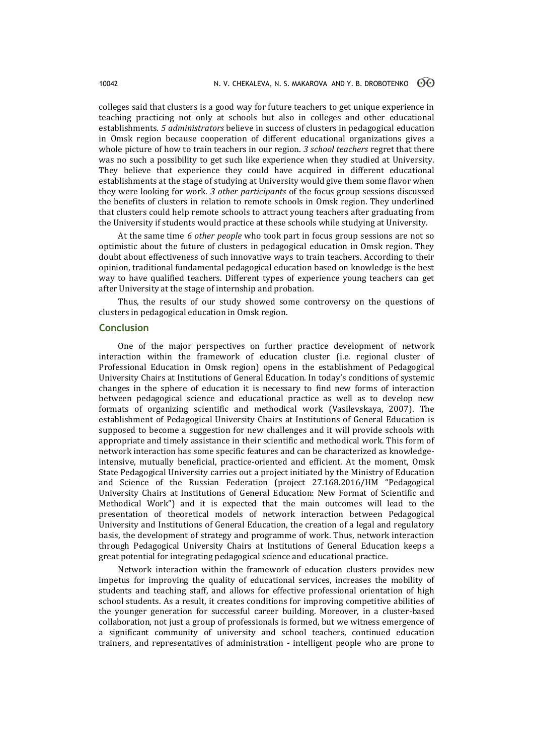colleges said that clusters is a good way for future teachers to get unique experience in teaching practicing not only at schools but also in colleges and other educational establishments. *5 administrators* believe in success of clusters in pedagogical education in Omsk region because cooperation of different educational organizations gives a whole picture of how to train teachers in our region. *3 school teachers* regret that there was no such a possibility to get such like experience when they studied at University. They believe that experience they could have acquired in different educational establishments at the stage of studying at University would give them some flavor when they were looking for work. *3 other participants* of the focus group sessions discussed the benefits of clusters in relation to remote schools in Omsk region. They underlined that clusters could help remote schools to attract young teachers after graduating from the University if students would practice at these schools while studying at University.

At the same time *6 other people* who took part in focus group sessions are not so optimistic about the future of clusters in pedagogical education in Omsk region. They doubt about effectiveness of such innovative ways to train teachers. According to their opinion, traditional fundamental pedagogical education based on knowledge is the best way to have qualified teachers. Different types of experience young teachers can get after University at the stage of internship and probation.

Thus, the results of our study showed some controversy on the questions of clusters in pedagogical education in Omsk region.

## Conclusion

One of the major perspectives on further practice development of network interaction within the framework of education cluster (i.e. regional cluster of Professional Education in Omsk region) opens in the establishment of Pedagogical University Chairs at Institutions of General Education. In today's conditions of systemic changes in the sphere of education it is necessary to find new forms of interaction between pedagogical science and educational practice as well as to develop new formats of organizing scientific and methodical work (Vasilevskaya, 2007). The establishment of Pedagogical University Chairs at Institutions of General Education is supposed to become a suggestion for new challenges and it will provide schools with appropriate and timely assistance in their scientific and methodical work. This form of network interaction has some specific features and can be characterized as knowledge-intensive, mutually beneficial, practice-oriented and efficient. At the moment, Omsk State Pedagogical University carries out a project initiated by the Ministry of Education and Science of the Russian Federation (project 27.168.2016/НМ "Pedagogical University Chairs at Institutions of General Education: New Format of Scientific and Methodical Work") and it is expected that the main outcomes will lead to the presentation of theoretical models of network interaction between Pedagogical University and Institutions of General Education, the creation of a legal and regulatory basis, the development of strategy and programme of work. Thus, network interaction through Pedagogical University Chairs at Institutions of General Education keeps a great potential for integrating pedagogical science and educational practice.

Network interaction within the framework of education clusters provides new impetus for improving the quality of educational services, increases the mobility of students and teaching staff, and allows for effective professional orientation of high school students. As a result, it creates conditions for improving competitive abilities of the younger generation for successful career building. Moreover, in a cluster-based collaboration, not just a group of professionals is formed, but we witness emergence of a significant community of university and school teachers, continued education trainers, and representatives of administration - intelligent people who are prone to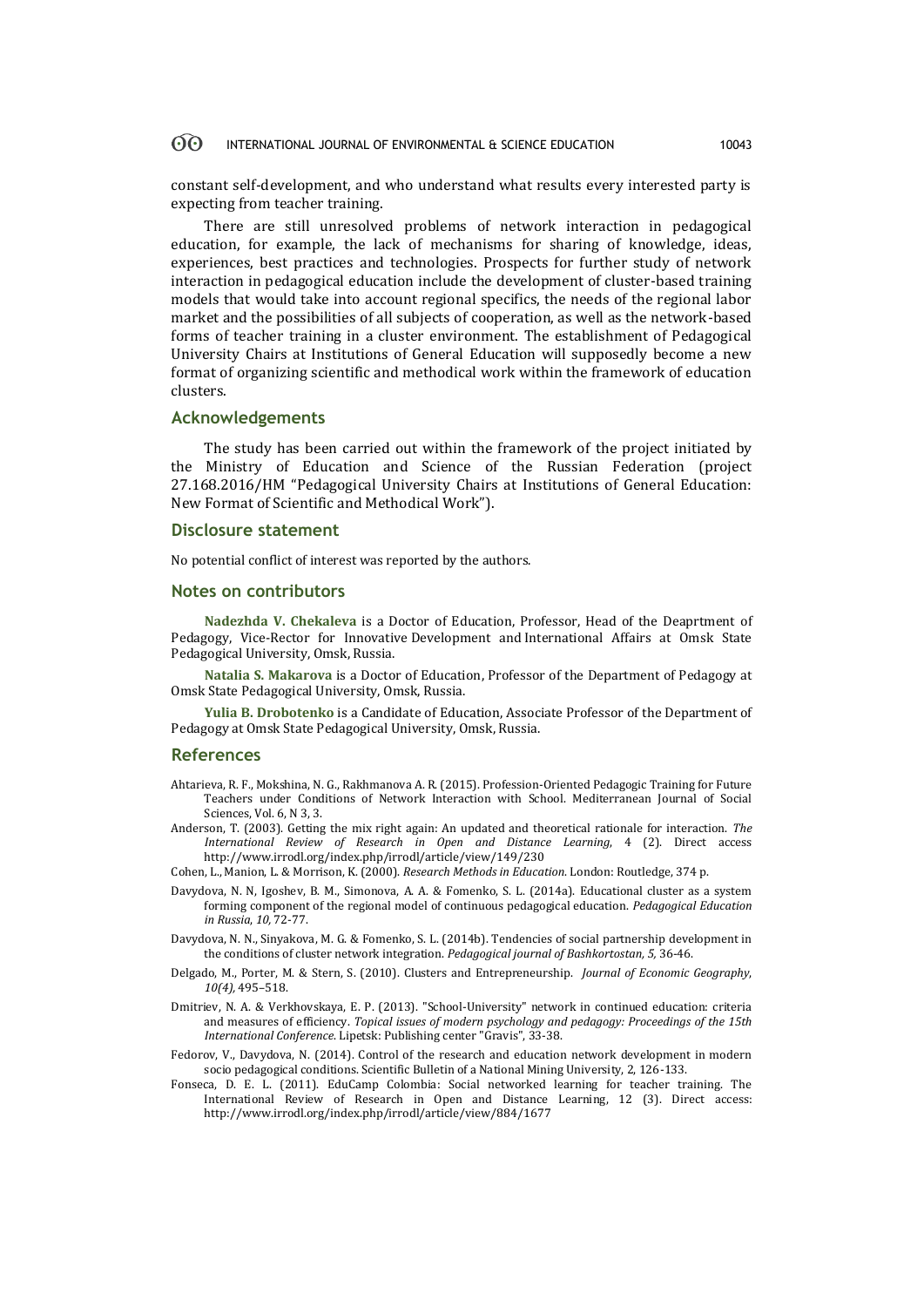constant self-development, and who understand what results every interested party is expecting from teacher training.

There are still unresolved problems of network interaction in pedagogical education, for example, the lack of mechanisms for sharing of knowledge, ideas, experiences, best practices and technologies. Prospects for further study of network interaction in pedagogical education include the development of cluster-based training models that would take into account regional specifics, the needs of the regional labor market and the possibilities of all subjects of cooperation, as well as the network-based forms of teacher training in a cluster environment. The establishment of Pedagogical University Chairs at Institutions of General Education will supposedly become a new format of organizing scientific and methodical work within the framework of education clusters.

## Acknowledgements

The study has been carried out within the framework of the project initiated by the Ministry of Education and Science of the Russian Federation (project 27.168.2016/НМ "Pedagogical University Chairs at Institutions of General Education: New Format of Scientific and Methodical Work").

## Disclosure statement

No potential conflict of interest was reported by the authors.

## Notes on contributors

**Nadezhda V. Chekaleva** is a Doctor of Education, Professor, Head of the Deaprtment of Pedagogy, Vice-Rector for Innovative Development and International Affairs at Omsk State Pedagogical University, Omsk, Russia.

**Natalia S. Makarova** is a Doctor of Education, Professor of the Department of Pedagogy at Omsk State Pedagogical University, Omsk, Russia.

**Yulia B. Drobotenko** is a Candidate of Education, Associate Professor of the Department of Pedagogy at Omsk State Pedagogical University, Omsk, Russia.

## References

Ahtarieva, R. F., Mokshina, N. G., Rakhmanova A. R. (2015). Profession-Oriented Pedagogic Training for Future Teachers under Conditions of Network Interaction with School. Mediterranean Journal of Social Sciences, Vol. 6, N 3, 3.

Anderson, T. (2003). Getting the mix right again: An updated and theoretical rationale for interaction. *The International Review of Research in Open and Distance Learning*, 4 (2). Direct access http://www.irrodl.org/index.php/irrodl/article/view/149/230

Cohen, L., Manion, L. & Morrison, K. (2000). *Research Methods in Education*. London: Routledge, 374 p.

Davydova, N. N, Igoshev, B. M., Simonova, A. A. & Fomenko, S. L. (2014a). Educational cluster as a system forming component of the regional model of continuous pedagogical education. *Pedagogical Education in Russia*, *10,* 72-77.

Davydova, N. N., Sinyakova, M. G. & Fomenko, S. L. (2014b). Tendencies of social partnership development in the conditions of cluster network integration. *Pedagogical journal of Bashkortostan, 5,* 36-46.

Delgado, M., Porter, M. & Stern, S. (2010). Clusters and Entrepreneurship. *Journal of Economic Geography*, *10(4),* 495–518.

Dmitriev, N. A. & Verkhovskaya, E. P. (2013). "School-University" network in continued education: criteria and measures of efficiency. *Topical issues of modern psychology and pedagogy: Proceedings of the 15th International Conference*. Lipetsk: Publishing center "Gravis", 33-38.

Fedorov, V., Davydova, N. (2014). Control of the research and education network development in modern socio pedagogical conditions. Scientific Bulletin of a National Mining University, 2, 126-133.

Fonseca, D. E. L. (2011). EduCamp Colombia: Social networked learning for teacher training. The International Review of Research in Open and Distance Learning, 12 (3). Direct access: http://www.irrodl.org/index.php/irrodl/article/view/884/1677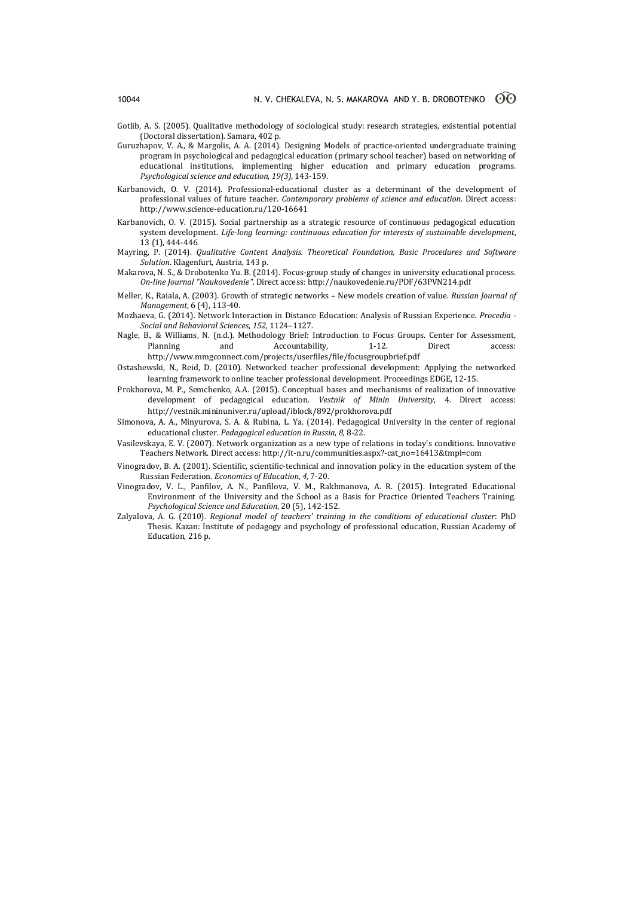Gotlib, A. S. (2005). Qualitative methodology of sociological study: research strategies, existential potential (Doctoral dissertation). Samara, 402 p.

Guruzhapov, V. A., & Margolis, A. A. (2014). Designing Models of practice-oriented undergraduate training program in psychological and pedagogical education (primary school teacher) based on networking of educational institutions, implementing higher education and primary education programs. *Psychological science and education, 19(3),* 143-159.

Karbanovich, O. V. (2014). Professional-educational cluster as a determinant of the development of professional values of future teacher. *Contemporary problems of science and education*. Direct access: http://www.science-education.ru/120-16641

Karbanovich, O. V. (2015). Social partnership as a strategic resource of continuous pedagogical education system development. *Life-long learning: continuous education for interests of sustainable development*, 13 (1), 444-446.

Mayring, P. (2014). *Qualitative Content Analysis. Theoretical Foundation, Basic Procedures and Software Solution*. Klagenfurt, Austria, 143 p.

Makarova, N. S., & Drobotenko Yu. B. (2014). Focus-group study of changes in university educational process. *On-line Journal "Naukovedenie"*. Direct access: http://naukovedenie.ru/PDF/63PVN214.pdf

Meller, K., Raiala, A. (2003). Growth of strategic networks – New models creation of value. *Russian Journal of Management*, 6 (4), 113-40.

Mozhaeva, G. (2014). Network Interaction in Distance Education: Analysis of Russian Experience. *Procedia - Social and Behavioral Sciences*, *152,* 1124–1127.

Nagle, B., & Williams, N. (n.d.). Methodology Brief: Introduction to Focus Groups. Center for Assessment, Planning and Accountability, 1-12. Direct access: http://www.mmgconnect.com/projects/userfiles/file/focusgroupbrief.pdf

Ostashewski, N., Reid, D. (2010). Networked teacher professional development: Applying the networked learning framework to online teacher professional development. Proceedings EDGE, 12-15.

Prokhorova, M. P., Semchenko, A.A. (2015). Conceptual bases and mechanisms of realization of innovative development of pedagogical education. *Vestnik of Minin University*, 4. Direct access: http://vestnik.mininuniver.ru/upload/iblock/892/prokhorova.pdf

Simonova, A. A., Minyurova, S. A. & Rubina, L. Ya. (2014). Pedagogical University in the center of regional educational cluster. *Pedagogical education in Russia*, *8,* 8-22.

Vasilevskaya, E. V. (2007). Network organization as a new type of relations in today's conditions. Innovative Teachers Network. Direct access: http://it-n.ru/communities.aspx?-cat_no=16413&tmpl=com

Vinogradov, B. A. (2001). Scientific, scientific-technical and innovation policy in the education system of the Russian Federation. *Economics of Education*, *4,* 7-20.

Vinogradov, V. L., Panfilov, A. N., Panfilova, V. M., Rakhmanova, A. R. (2015). Integrated Educational Environment of the University and the School as a Basis for Practice Oriented Teachers Training. *Psychological Science and Education*, 20 (5), 142-152.

Zalyalova, A. G. (2010). *Regional model of teachers' training in the conditions of educational cluster*: PhD Thesis. Kazan: Institute of pedagogy and psychology of professional education, Russian Academy of Education, 216 p.